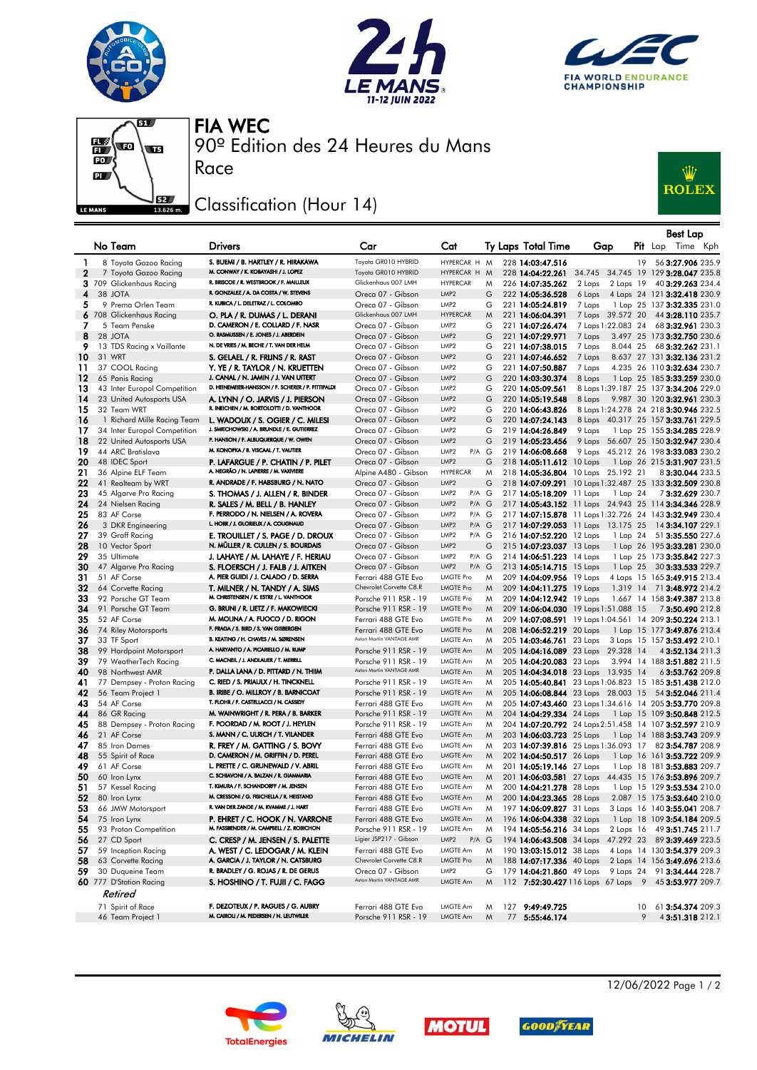# FIA WEC

## 90º Edition des 24 Heures du Mans

Race

## Classification (Hour 14)

| | No | Team | Drivers | Car | Cat | | Ty | Laps | Total Time | Gap | | Pit | Best Lap Lap | Best Lap Time | Best Lap Kph |
|---|---|---|---|---|---|---|---|---|---|---|---|---|---|---|---|
| 1 | 8 | Toyota Gazoo Racing | S. BUEMI / B. HARTLEY / R. HIRAKAWA | Toyota GR010 HYBRID | HYPERCAR | H | M | 228 | 14:03:47.516 | | | 19 | 56 | 3:27.906 | 235.9 |
| 2 | 7 | Toyota Gazoo Racing | M. CONWAY / K. KOBAYASHI / J. LOPEZ | Toyota GR010 HYBRID | HYPERCAR | H | M | 228 | 14:04:22.261 | 34.745 | 34.745 | 19 | 129 | 3:28.047 | 235.8 |
| 3 | 709 | Glickenhaus Racing | R. BRISCOE / R. WESTBROOK / F. MAILLEUX | Glickenhaus 007 LMH | HYPERCAR | | M | 226 | 14:07:35.262 | 2 Laps | 2 Laps | 19 | 40 | 3:29.263 | 234.4 |
| 4 | 38 | JOTA | R. GONZALEZ / A. DA COSTA / W. STEVENS | Oreca 07 - Gibson | LMP2 | | G | 222 | 14:05:36.528 | 6 Laps | 4 Laps | 24 | 121 | 3:32.418 | 230.9 |
| 5 | 9 | Prema Orlen Team | R. KUBICA / L. DELETRAZ / L. COLOMBO | Oreca 07 - Gibson | LMP2 | | G | 221 | 14:05:24.819 | 7 Laps | 1 Lap | 25 | 137 | 3:32.335 | 231.0 |
| 6 | 708 | Glickenhaus Racing | O. PLA / R. DUMAS / L. DERANI | Glickenhaus 007 LMH | HYPERCAR | | M | 221 | 14:06:04.391 | 7 Laps | 39.572 | 20 | 44 | 3:28.110 | 235.7 |
| 7 | 5 | Team Penske | D. CAMERON / E. COLLARD / F. NASR | Oreca 07 - Gibson | LMP2 | | G | 221 | 14:07:26.474 | 7 Laps | 1:22.083 | 24 | 68 | 3:32.961 | 230.3 |
| 8 | 28 | JOTA | O. RASMUSSEN / E. JONES / J. ABERDEIN | Oreca 07 - Gibson | LMP2 | | G | 221 | 14:07:29.971 | 7 Laps | 3.497 | 25 | 173 | 3:32.750 | 230.6 |
| 9 | 13 | TDS Racing x Vaillante | N. DE VRIES / M. BECHE / T. VAN DER HELM | Oreca 07 - Gibson | LMP2 | | G | 221 | 14:07:38.015 | 7 Laps | 8.044 | 25 | 68 | 3:32.262 | 231.1 |
| 10 | 31 | WRT | S. GELAEL / R. FRIJNS / R. RAST | Oreca 07 - Gibson | LMP2 | | G | 221 | 14:07:46.652 | 7 Laps | 8.637 | 27 | 131 | 3:32.136 | 231.2 |
| 11 | 37 | COOL Racing | Y. YE / R. TAYLOR / N. KRUETTEN | Oreca 07 - Gibson | LMP2 | | G | 221 | 14:07:50.887 | 7 Laps | 4.235 | 26 | 110 | 3:32.634 | 230.7 |
| 12 | 65 | Panis Racing | J. CANAL / N. JAMIN / J. VAN UITERT | Oreca 07 - Gibson | LMP2 | | G | 220 | 14:03:30.374 | 8 Laps | 1 Lap | 25 | 185 | 3:33.259 | 230.0 |
| 13 | 43 | Inter Europol Competition | D. HEINEMEIER-HANSSON / F. SCHERER / P. FITTIPALDI | Oreca 07 - Gibson | LMP2 | | G | 220 | 14:05:09.561 | 8 Laps | 1:39.187 | 25 | 137 | 3:34.206 | 229.0 |
| 14 | 23 | United Autosports USA | A. LYNN / O. JARVIS / J. PIERSON | Oreca 07 - Gibson | LMP2 | | G | 220 | 14:05:19.548 | 8 Laps | 9.987 | 30 | 120 | 3:32.961 | 230.3 |
| 15 | 32 | Team WRT | R. INEICHEN / M. BORTOLOTTI / D. VANTHOOR | Oreca 07 - Gibson | LMP2 | | G | 220 | 14:06:43.826 | 8 Laps | 1:24.278 | 24 | 218 | 3:30.946 | 232.5 |
| 16 | 1 | Richard Mille Racing Team | L. WADOUX / S. OGIER / C. MILESI | Oreca 07 - Gibson | LMP2 | | G | 220 | 14:07:24.143 | 8 Laps | 40.317 | 25 | 157 | 3:33.761 | 229.5 |
| 17 | 34 | Inter Europol Competition | J. SMIECHOWSKI / A. BRUNDLE / E. GUTIERREZ | Oreca 07 - Gibson | LMP2 | | G | 219 | 14:04:26.849 | 9 Laps | 1 Lap | 25 | 155 | 3:34.285 | 228.9 |
| 18 | 22 | United Autosports USA | P. HANSON / F. ALBUQUERQUE / W. OWEN | Oreca 07 - Gibson | LMP2 | | G | 219 | 14:05:23.456 | 9 Laps | 56.607 | 25 | 150 | 3:32.947 | 230.4 |
| 19 | 44 | ARC Bratislava | M. KONOPKA / B. VISCAAL / T. VAUTIER | Oreca 07 - Gibson | LMP2 | P/A | G | 219 | 14:06:08.668 | 9 Laps | 45.212 | 26 | 198 | 3:33.083 | 230.2 |
| 20 | 48 | IDEC Sport | P. LAFARGUE / P. CHATIN / P. PILET | Oreca 07 - Gibson | LMP2 | | G | 218 | 14:05:11.612 | 10 Laps | 1 Lap | 26 | 215 | 3:31.907 | 231.5 |
| 21 | 36 | Alpine ELF Team | A. NEGRÃO / N. LAPIERRE / M. VAXIVIERE | Alpine A480 - Gibson | HYPERCAR | | M | 218 | 14:05:36.804 | 10 Laps | 25.192 | 21 | 8 | 3:30.044 | 233.5 |
| 22 | 41 | Realteam by WRT | R. ANDRADE / F. HABSBURG / N. NATO | Oreca 07 - Gibson | LMP2 | | G | 218 | 14:07:09.291 | 10 Laps | 1:32.487 | 25 | 133 | 3:32.509 | 230.8 |
| 23 | 45 | Algarve Pro Racing | S. THOMAS / J. ALLEN / R. BINDER | Oreca 07 - Gibson | LMP2 | P/A | G | 217 | 14:05:18.209 | 11 Laps | 1 Lap | 24 | 7 | 3:32.629 | 230.7 |
| 24 | 24 | Nielsen Racing | R. SALES / M. BELL / B. HANLEY | Oreca 07 - Gibson | LMP2 | P/A | G | 217 | 14:05:43.152 | 11 Laps | 24.943 | 25 | 114 | 3:34.346 | 228.9 |
| 25 | 83 | AF Corse | F. PERRODO / N. NIELSEN / A. ROVERA | Oreca 07 - Gibson | LMP2 | P/A | G | 217 | 14:07:15.878 | 11 Laps | 1:32.726 | 24 | 143 | 3:32.949 | 230.4 |
| 26 | 3 | DKR Engineering | L. HORR / J. GLORIEUX / A. COUGNAUD | Oreca 07 - Gibson | LMP2 | P/A | G | 217 | 14:07:29.053 | 11 Laps | 13.175 | 25 | 14 | 3:34.107 | 229.1 |
| 27 | 39 | Graff Racing | E. TROUILLET / S. PAGE / D. DROUX | Oreca 07 - Gibson | LMP2 | P/A | G | 216 | 14:07:52.220 | 12 Laps | 1 Lap | 24 | 51 | 3:35.550 | 227.6 |
| 28 | 10 | Vector Sport | N. MÜLLER / R. CULLEN / S. BOURDAIS | Oreca 07 - Gibson | LMP2 | | G | 215 | 14:07:23.037 | 13 Laps | 1 Lap | 26 | 195 | 3:33.281 | 230.0 |
| 29 | 35 | Ultimate | J. LAHAYE / M. LAHAYE / F. HERIAU | Oreca 07 - Gibson | LMP2 | P/A | G | 214 | 14:06:51.223 | 14 Laps | 1 Lap | 25 | 173 | 3:35.842 | 227.3 |
| 30 | 47 | Algarve Pro Racing | S. FLOERSCH / J. FALB / J. AITKEN | Oreca 07 - Gibson | LMP2 | P/A | G | 213 | 14:05:14.715 | 15 Laps | 1 Lap | 25 | 30 | 3:33.533 | 229.7 |
| 31 | 51 | AF Corse | A. PIER GUIDI / J. CALADO / D. SERRA | Ferrari 488 GTE Evo | LMGTE Pro | | M | 209 | 14:04:09.956 | 19 Laps | 4 Laps | 15 | 165 | 3:49.915 | 213.4 |
| 32 | 64 | Corvette Racing | T. MILNER / N. TANDY / A. SIMS | Chevrolet Corvette C8.R | LMGTE Pro | | M | 209 | 14:04:11.275 | 19 Laps | 1.319 | 14 | 71 | 3:48.972 | 214.2 |
| 33 | 92 | Porsche GT Team | M. CHRISTENSEN / K. ESTRE / L. VANTHOOR | Porsche 911 RSR - 19 | LMGTE Pro | | M | 209 | 14:04:12.942 | 19 Laps | 1.667 | 14 | 158 | 3:49.387 | 213.8 |
| 34 | 91 | Porsche GT Team | G. BRUNI / R. LIETZ / F. MAKOWIECKI | Porsche 911 RSR - 19 | LMGTE Pro | | M | 209 | 14:06:04.030 | 19 Laps | 1:51.088 | 15 | 7 | 3:50.490 | 212.8 |
| 35 | 52 | AF Corse | M. MOLINA / A. FUOCO / D. RIGON | Ferrari 488 GTE Evo | LMGTE Pro | | M | 209 | 14:07:08.591 | 19 Laps | 1:04.561 | 14 | 209 | 3:50.224 | 213.1 |
| 36 | 74 | Riley Motorsports | F. FRAGA / S. BIRD / S. VAN GISBERGEN | Ferrari 488 GTE Evo | LMGTE Pro | | M | 208 | 14:06:52.219 | 20 Laps | 1 Lap | 15 | 177 | 3:49.876 | 213.4 |
| 37 | 33 | TF Sport | B. KEATING / H. CHAVES / M. SØRENSEN | Aston Martin VANTAGE AMR | LMGTE Am | | M | 205 | 14:03:46.761 | 23 Laps | 3 Laps | 15 | 157 | 3:53.492 | 210.1 |
| 38 | 99 | Hardpoint Motorsport | A. HARYANTO / A. PICARIELLO / M. RUMP | Porsche 911 RSR - 19 | LMGTE Am | | M | 205 | 14:04:16.089 | 23 Laps | 29.328 | 14 | 4 | 3:52.134 | 211.3 |
| 39 | 79 | WeatherTech Racing | C. MACNEIL / J. ANDLAUER / T. MERRILL | Porsche 911 RSR - 19 | LMGTE Am | | M | 205 | 14:04:20.083 | 23 Laps | 3.994 | 14 | 188 | 3:51.882 | 211.5 |
| 40 | 98 | Northwest AMR | P. DALLA LANA / D. PITTARD / N. THIIM | Aston Martin VANTAGE AMR | LMGTE Am | | M | 205 | 14:04:34.018 | 23 Laps | 13.935 | 14 | 6 | 3:53.762 | 209.8 |
| 41 | 77 | Dempsey - Proton Racing | C. RIED / S. PRIAULX / H. TINCKNELL | Porsche 911 RSR - 19 | LMGTE Am | | M | 205 | 14:05:40.841 | 23 Laps | 1:06.823 | 15 | 185 | 3:51.438 | 212.0 |
| 42 | 56 | Team Project 1 | B. IRIBE / O. MILLROY / B. BARNICOAT | Porsche 911 RSR - 19 | LMGTE Am | | M | 205 | 14:06:08.844 | 23 Laps | 28.003 | 15 | 54 | 3:52.046 | 211.4 |
| 43 | 54 | AF Corse | T. FLOHR / F. CASTELLACCI / N. CASSIDY | Ferrari 488 GTE Evo | LMGTE Am | | M | 205 | 14:07:43.460 | 23 Laps | 1:34.616 | 14 | 205 | 3:53.770 | 209.8 |
| 44 | 86 | GR Racing | M. WAINWRIGHT / R. PERA / B. BARKER | Porsche 911 RSR - 19 | LMGTE Am | | M | 204 | 14:04:29.334 | 24 Laps | 1 Lap | 15 | 109 | 3:50.848 | 212.5 |
| 45 | 88 | Dempsey - Proton Racing | F. POORDAD / M. ROOT / J. HEYLEN | Porsche 911 RSR - 19 | LMGTE Am | | M | 204 | 14:07:20.792 | 24 Laps | 2:51.458 | 14 | 107 | 3:52.597 | 210.9 |
| 46 | 21 | AF Corse | S. MANN / C. ULRICH / T. VILANDER | Ferrari 488 GTE Evo | LMGTE Am | | M | 203 | 14:06:03.723 | 25 Laps | 1 Lap | 14 | 188 | 3:53.743 | 209.9 |
| 47 | 85 | Iron Dames | R. FREY / M. GATTING / S. BOVY | Ferrari 488 GTE Evo | LMGTE Am | | M | 203 | 14:07:39.816 | 25 Laps | 1:36.093 | 17 | 82 | 3:54.787 | 208.9 |
| 48 | 55 | Spirit of Race | D. CAMERON / M. GRIFFIN / D. PEREL | Ferrari 488 GTE Evo | LMGTE Am | | M | 202 | 14:04:50.517 | 26 Laps | 1 Lap | 16 | 161 | 3:53.722 | 209.9 |
| 49 | 61 | AF Corse | L. PRETTE / C. GRUNEWALD / V. ABRIL | Ferrari 488 GTE Evo | LMGTE Am | | M | 201 | 14:05:19.146 | 27 Laps | 1 Lap | 18 | 181 | 3:53.883 | 209.7 |
| 50 | 60 | Iron Lynx | C. SCHIAVONI / A. BALZAN / R. GIAMMARIA | Ferrari 488 GTE Evo | LMGTE Am | | M | 201 | 14:06:03.581 | 27 Laps | 44.435 | 15 | 176 | 3:53.896 | 209.7 |
| 51 | 57 | Kessel Racing | T. KIMURA / F. SCHANDORFF / M. JENSEN | Ferrari 488 GTE Evo | LMGTE Am | | M | 200 | 14:04:21.278 | 28 Laps | 1 Lap | 15 | 129 | 3:53.534 | 210.0 |
| 52 | 80 | Iron Lynx | M. CRESSONI / G. FISICHELLA / R. HEISTAND | Ferrari 488 GTE Evo | LMGTE Am | | M | 200 | 14:04:23.365 | 28 Laps | 2.087 | 15 | 175 | 3:53.640 | 210.0 |
| 53 | 66 | JMW Motorsport | R. VAN DER ZANDE / M. KVAMME / J. HART | Ferrari 488 GTE Evo | LMGTE Am | | M | 197 | 14:06:09.827 | 31 Laps | 3 Laps | 16 | 140 | 3:55.041 | 208.7 |
| 54 | 75 | Iron Lynx | P. EHRET / C. HOOK / N. VARRONE | Ferrari 488 GTE Evo | LMGTE Am | | M | 196 | 14:06:04.338 | 32 Laps | 1 Lap | 18 | 109 | 3:54.184 | 209.5 |
| 55 | 93 | Proton Competition | M. FASSBENDER / M. CAMPBELL / Z. ROBICHON | Porsche 911 RSR - 19 | LMGTE Am | | M | 194 | 14:05:56.216 | 34 Laps | 2 Laps | 16 | 49 | 3:51.745 | 211.7 |
| 56 | 27 | CD Sport | C. CRESP / M. JENSEN / S. PALETTE | Ligier JSP217 - Gibson | LMP2 | P/A | G | 194 | 14:06:43.508 | 34 Laps | 47.292 | 23 | 89 | 3:39.492 | 223.5 |
| 57 | 59 | Inception Racing | A. WEST / C. LEDOGAR / M. KLEIN | Ferrari 488 GTE Evo | LMGTE Am | | M | 190 | 13:03:15.012 | 38 Laps | 4 Laps | 14 | 130 | 3:54.379 | 209.3 |
| 58 | 63 | Corvette Racing | A. GARCIA / J. TAYLOR / N. CATSBURG | Chevrolet Corvette C8.R | LMGTE Pro | | M | 188 | 14:07:17.336 | 40 Laps | 2 Laps | 14 | 156 | 3:49.696 | 213.6 |
| 59 | 30 | Duqueine Team | R. BRADLEY / G. ROJAS / R. DE GERUS | Oreca 07 - Gibson | LMP2 | | G | 179 | 14:04:21.860 | 49 Laps | 9 Laps | 24 | 91 | 3:34.444 | 228.7 |
| 60 | 777 | D'Station Racing | S. HOSHINO / T. FUJII / C. FAGG | Aston Martin VANTAGE AMR | LMGTE Am | | M | 112 | 7:52:30.427 | 116 Laps | 67 Laps | 9 | 45 | 3:53.977 | 209.7 |
| | | ***Retired*** | | | | | | | | | | | | | |
| | 71 | Spirit of Race | F. DEZOTEUX / P. RAGUES / G. AUBRY | Ferrari 488 GTE Evo | LMGTE Am | | M | 127 | 9:49:49.725 | | | 10 | 61 | 3:54.374 | 209.3 |
| | 46 | Team Project 1 | M. CAIROLI / M. PEDERSEN / N. LEUTWILER | Porsche 911 RSR - 19 | LMGTE Am | | M | 77 | 5:55:46.174 | | | 9 | 4 | 3:51.318 | 212.1 |

12/06/2022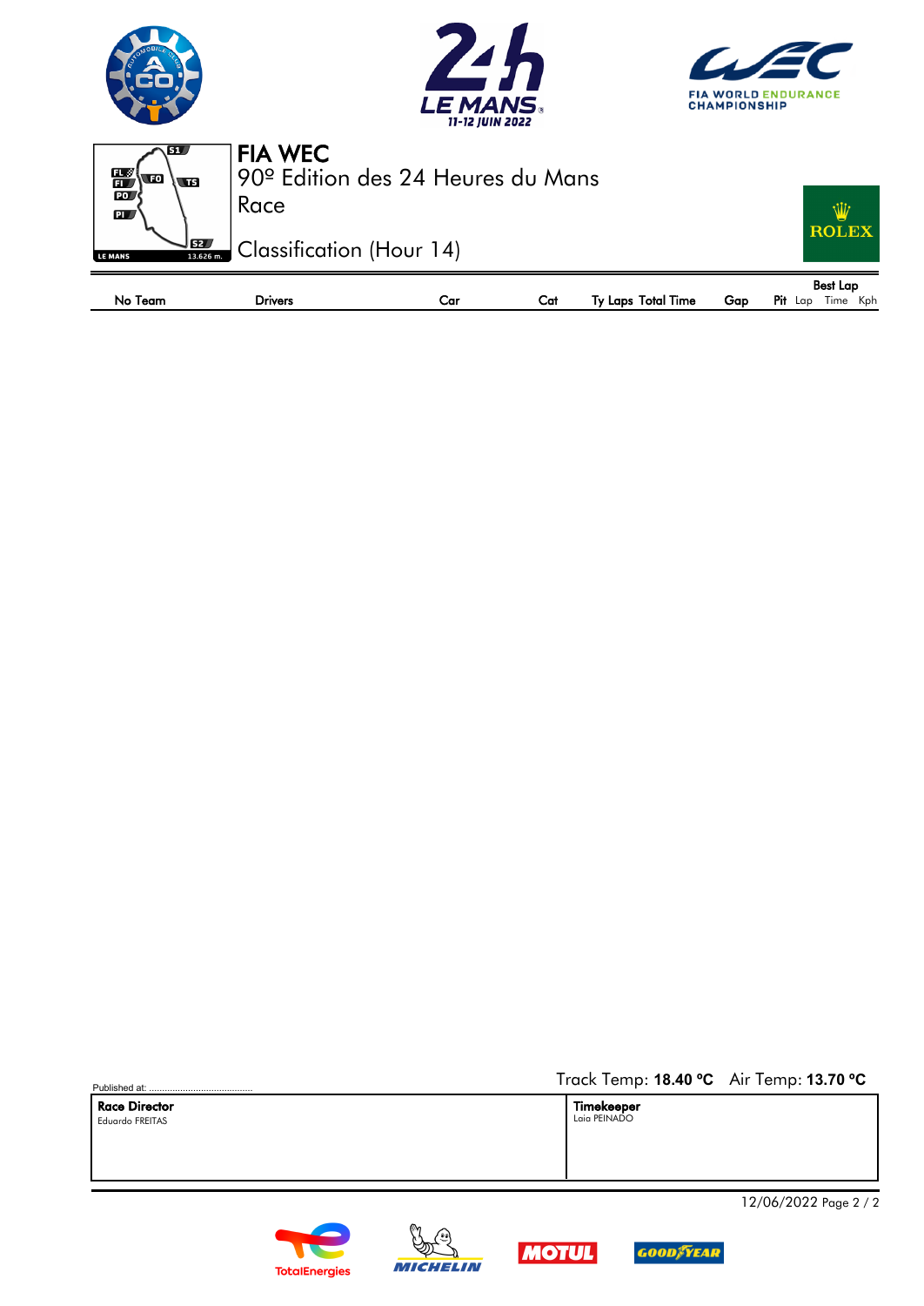# FIA WEC

90º Edition des 24 Heures du Mans

Race

Classification (Hour 14)

| No | Team | Drivers | Car | Cat | Ty | Laps | Total Time | Gap | Pit | Best Lap | | |
|---|---|---|---|---|---|---|---|---|---|---|---|---|
| | | | | | | | | | | Lap | Time | Kph |

Track Temp: **18.40 ºC** Air Temp: **13.70 ºC**

Published at: ........................................

**Race Director**
Eduardo FREITAS

**Timekeeper**
Laia PEINADO

12/06/2022